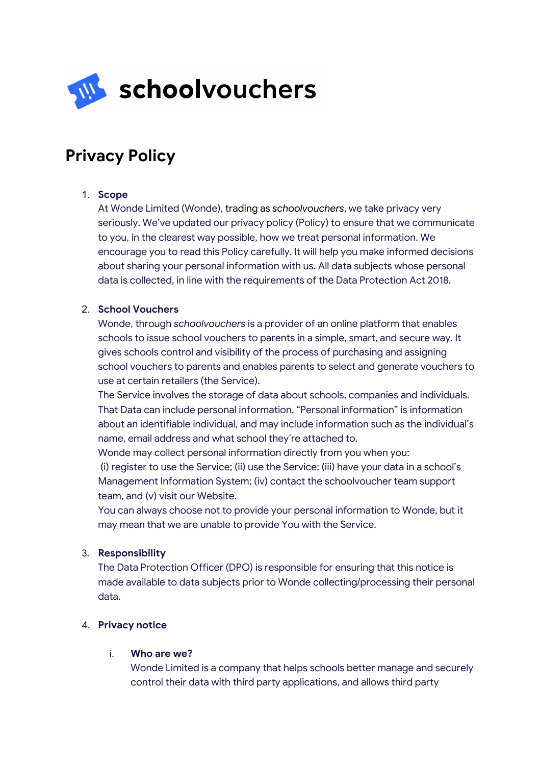# schoolvouchers

## Privacy Policy

1. **Scope**
   At Wonde Limited (Wonde), trading as *schoolvouchers*, we take privacy very seriously. We've updated our privacy policy (Policy) to ensure that we communicate to you, in the clearest way possible, how we treat personal information. We encourage you to read this Policy carefully. It will help you make informed decisions about sharing your personal information with us. All data subjects whose personal data is collected, in line with the requirements of the Data Protection Act 2018.

2. **School Vouchers**
   Wonde, through *schoolvouchers* is a provider of an online platform that enables schools to issue school vouchers to parents in a simple, smart, and secure way. It gives schools control and visibility of the process of purchasing and assigning school vouchers to parents and enables parents to select and generate vouchers to use at certain retailers (the Service).
   The Service involves the storage of data about schools, companies and individuals. That Data can include personal information. "Personal information" is information about an identifiable individual, and may include information such as the individual's name, email address and what school they're attached to.
   Wonde may collect personal information directly from you when you:
   (i) register to use the Service; (ii) use the Service; (iii) have your data in a school's Management Information System; (iv) contact the schoolvoucher team support team, and (v) visit our Website.
   You can always choose not to provide your personal information to Wonde, but it may mean that we are unable to provide You with the Service.

3. **Responsibility**
   The Data Protection Officer (DPO) is responsible for ensuring that this notice is made available to data subjects prior to Wonde collecting/processing their personal data.

4. **Privacy notice**

   i. **Who are we?**
   Wonde Limited is a company that helps schools better manage and securely control their data with third party applications, and allows third party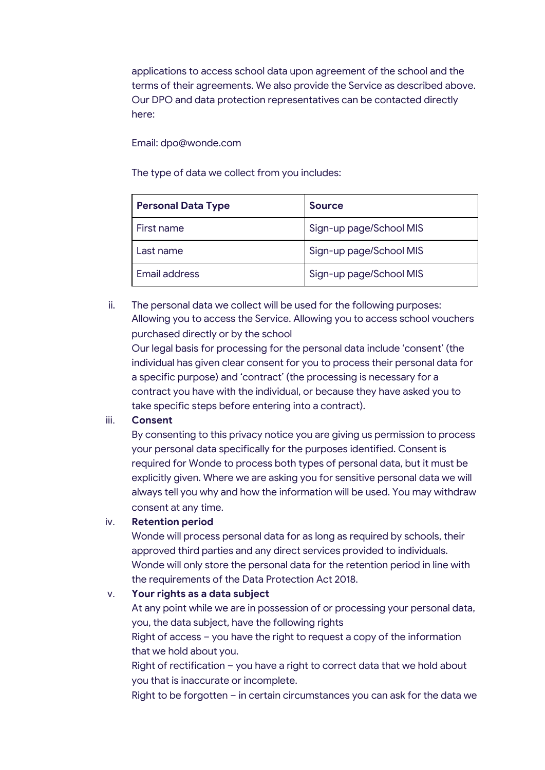applications to access school data upon agreement of the school and the terms of their agreements. We also provide the Service as described above. Our DPO and data protection representatives can be contacted directly here:

Email: dpo@wonde.com

The type of data we collect from you includes:

| Personal Data Type | Source |
|---|---|
| First name | Sign-up page/School MIS |
| Last name | Sign-up page/School MIS |
| Email address | Sign-up page/School MIS |

ii. The personal data we collect will be used for the following purposes: Allowing you to access the Service. Allowing you to access school vouchers purchased directly or by the school
Our legal basis for processing for the personal data include 'consent' (the individual has given clear consent for you to process their personal data for a specific purpose) and 'contract' (the processing is necessary for a contract you have with the individual, or because they have asked you to take specific steps before entering into a contract).

iii. **Consent**
By consenting to this privacy notice you are giving us permission to process your personal data specifically for the purposes identified. Consent is required for Wonde to process both types of personal data, but it must be explicitly given. Where we are asking you for sensitive personal data we will always tell you why and how the information will be used. You may withdraw consent at any time.

iv. **Retention period**
Wonde will process personal data for as long as required by schools, their approved third parties and any direct services provided to individuals. Wonde will only store the personal data for the retention period in line with the requirements of the Data Protection Act 2018.

v. **Your rights as a data subject**
At any point while we are in possession of or processing your personal data, you, the data subject, have the following rights
Right of access – you have the right to request a copy of the information that we hold about you.
Right of rectification – you have a right to correct data that we hold about you that is inaccurate or incomplete.
Right to be forgotten – in certain circumstances you can ask for the data we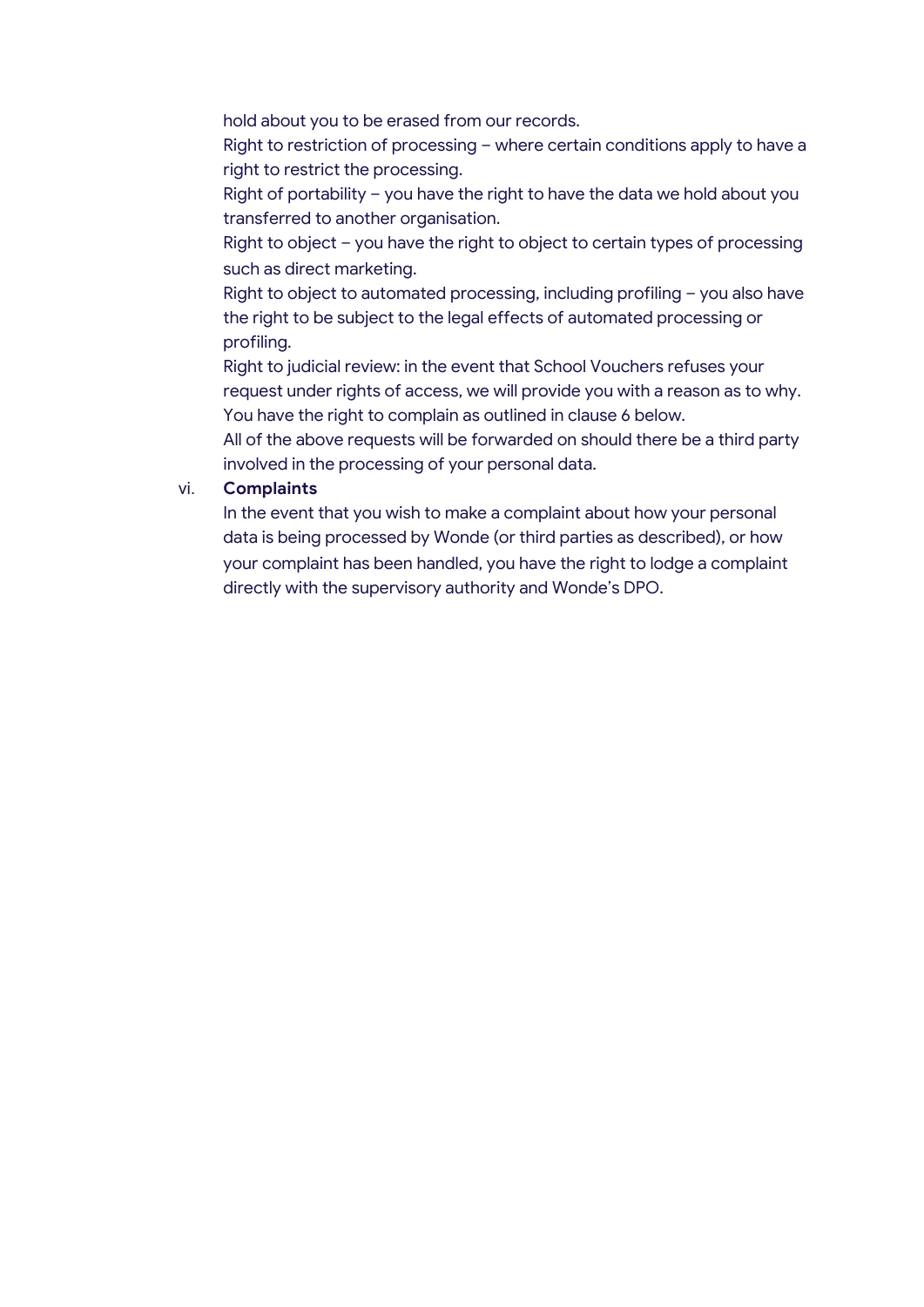hold about you to be erased from our records.

Right to restriction of processing – where certain conditions apply to have a right to restrict the processing.

Right of portability – you have the right to have the data we hold about you transferred to another organisation.

Right to object – you have the right to object to certain types of processing such as direct marketing.

Right to object to automated processing, including profiling – you also have the right to be subject to the legal effects of automated processing or profiling.

Right to judicial review: in the event that School Vouchers refuses your request under rights of access, we will provide you with a reason as to why. You have the right to complain as outlined in clause 6 below.

All of the above requests will be forwarded on should there be a third party involved in the processing of your personal data.

vi. **Complaints**

In the event that you wish to make a complaint about how your personal data is being processed by Wonde (or third parties as described), or how your complaint has been handled, you have the right to lodge a complaint directly with the supervisory authority and Wonde's DPO.